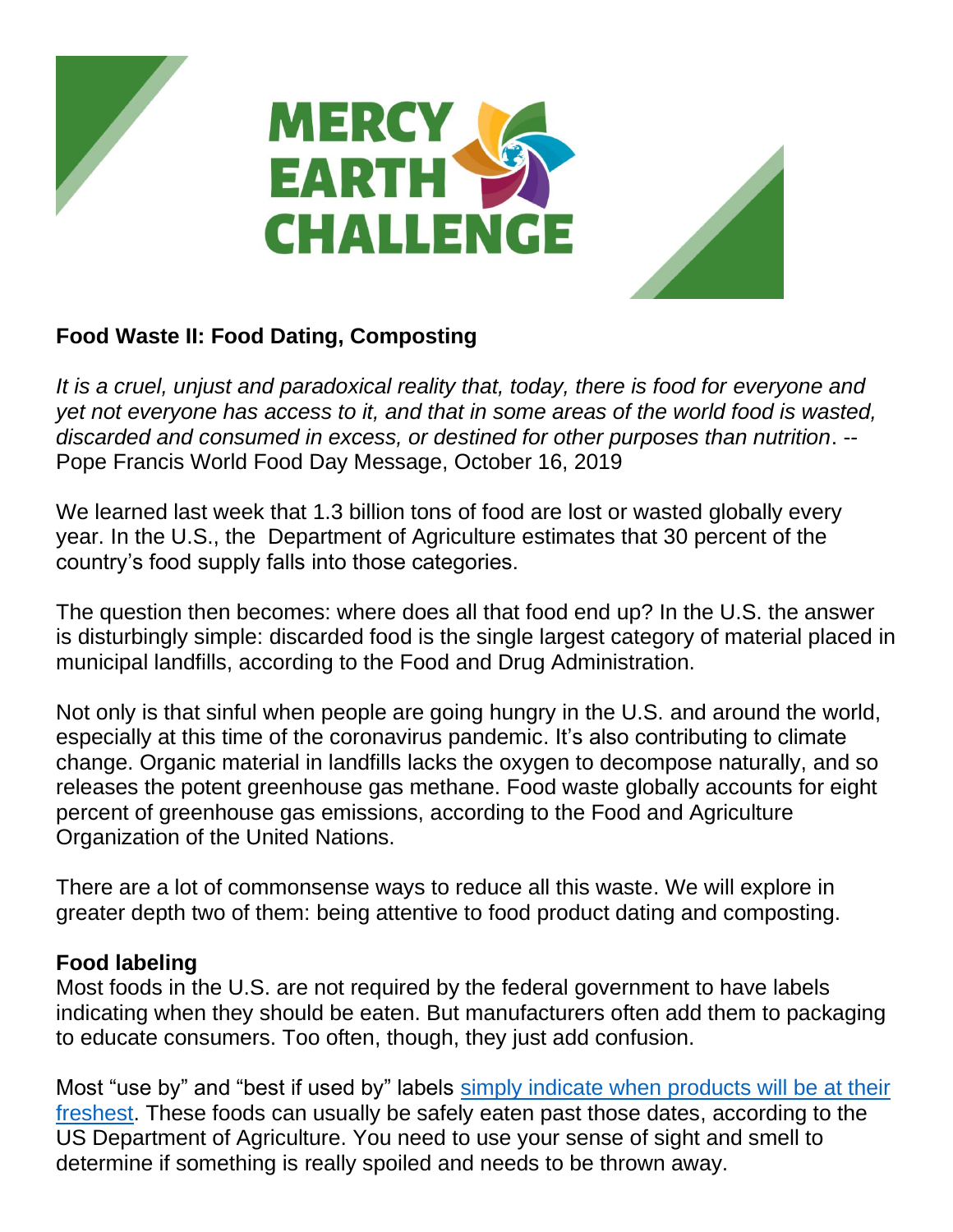# MERCY EARTH CHALLENGE

## Food Waste II: Food Dating, Composting

*It is a cruel, unjust and paradoxical reality that, today, there is food for everyone and yet not everyone has access to it, and that in some areas of the world food is wasted, discarded and consumed in excess, or destined for other purposes than nutrition*. -- Pope Francis World Food Day Message, October 16, 2019

We learned last week that 1.3 billion tons of food are lost or wasted globally every year. In the U.S., the Department of Agriculture estimates that 30 percent of the country's food supply falls into those categories.

The question then becomes: where does all that food end up? In the U.S. the answer is disturbingly simple: discarded food is the single largest category of material placed in municipal landfills, according to the Food and Drug Administration.

Not only is that sinful when people are going hungry in the U.S. and around the world, especially at this time of the coronavirus pandemic. It's also contributing to climate change. Organic material in landfills lacks the oxygen to decompose naturally, and so releases the potent greenhouse gas methane. Food waste globally accounts for eight percent of greenhouse gas emissions, according to the Food and Agriculture Organization of the United Nations.

There are a lot of commonsense ways to reduce all this waste. We will explore in greater depth two of them: being attentive to food product dating and composting.

### Food labeling

Most foods in the U.S. are not required by the federal government to have labels indicating when they should be eaten. But manufacturers often add them to packaging to educate consumers. Too often, though, they just add confusion.

Most "use by" and "best if used by" labels simply indicate when products will be at their freshest. These foods can usually be safely eaten past those dates, according to the US Department of Agriculture. You need to use your sense of sight and smell to determine if something is really spoiled and needs to be thrown away.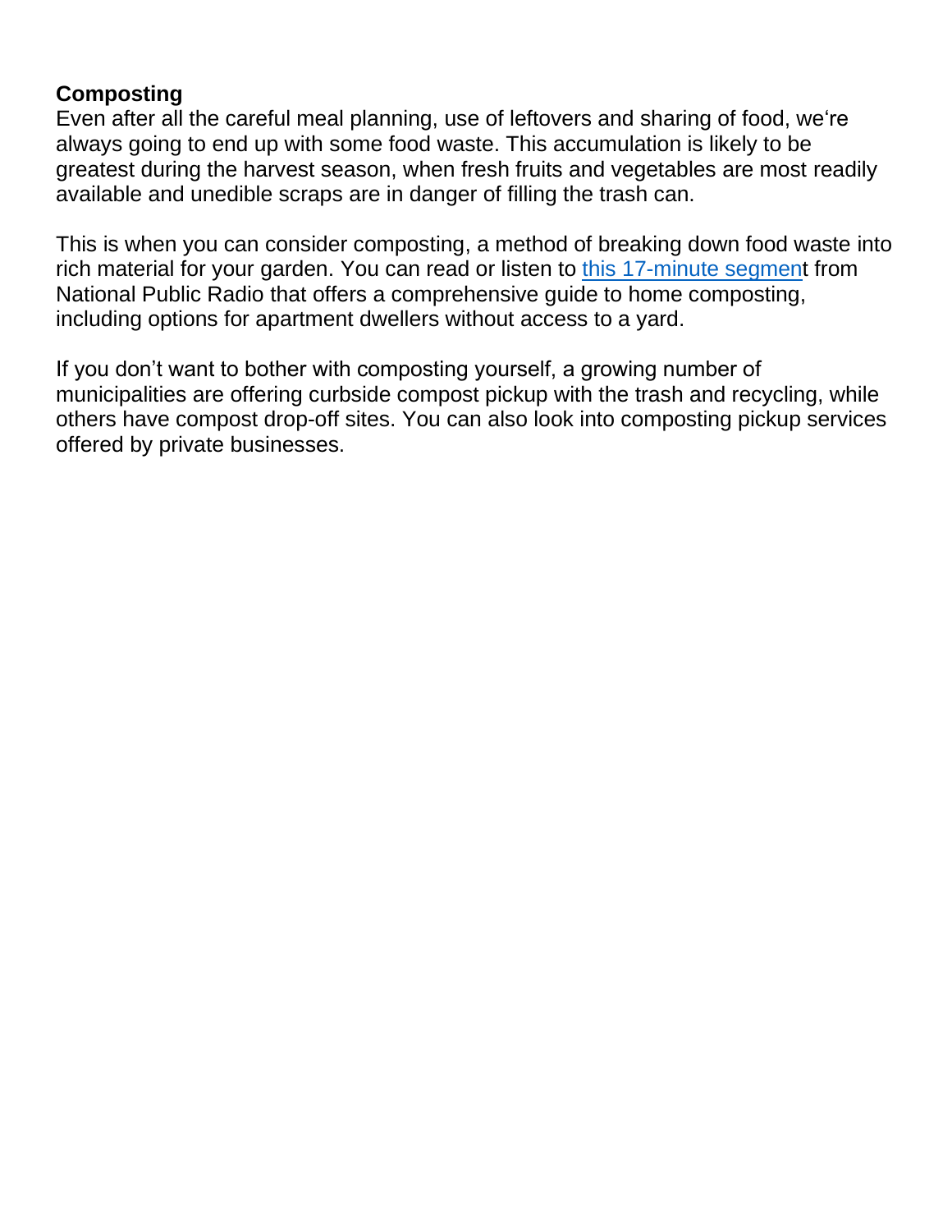**Composting**

Even after all the careful meal planning, use of leftovers and sharing of food, we're always going to end up with some food waste. This accumulation is likely to be greatest during the harvest season, when fresh fruits and vegetables are most readily available and unedible scraps are in danger of filling the trash can.

This is when you can consider composting, a method of breaking down food waste into rich material for your garden. You can read or listen to this 17-minute segment from National Public Radio that offers a comprehensive guide to home composting, including options for apartment dwellers without access to a yard.

If you don't want to bother with composting yourself, a growing number of municipalities are offering curbside compost pickup with the trash and recycling, while others have compost drop-off sites. You can also look into composting pickup services offered by private businesses.